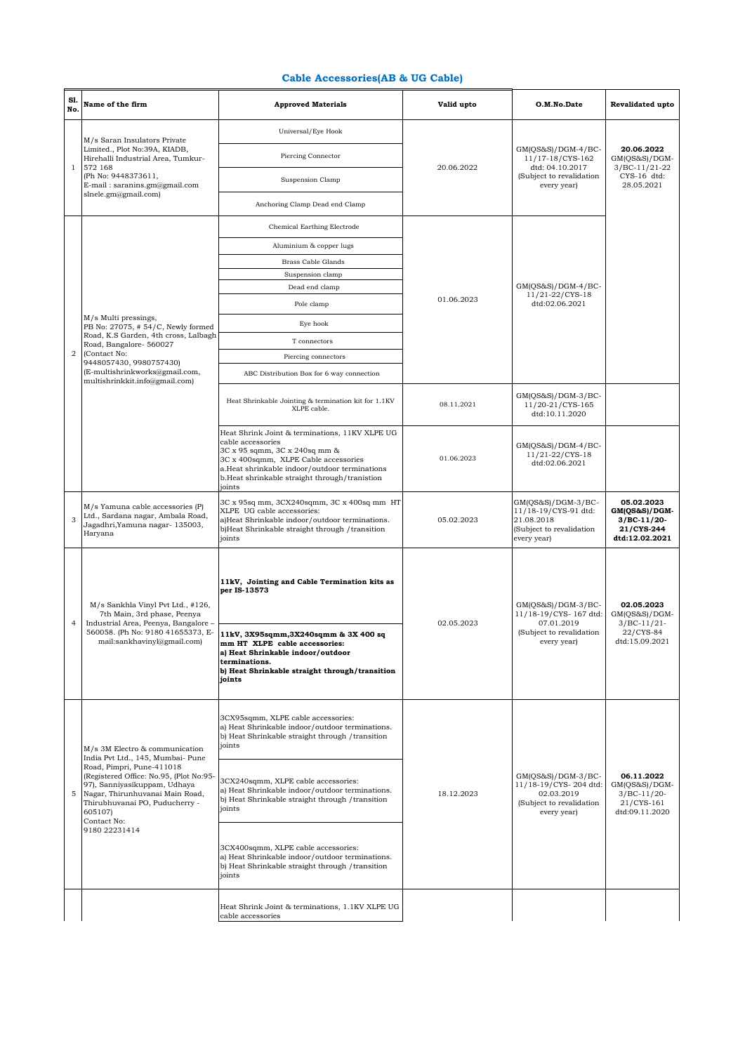## Cable Accessories(AB & UG Cable)

| Sl. No. | Name of the firm | Approved Materials | Valid upto | O.M.No.Date | Revalidated upto |
|---|---|---|---|---|---|
| 1 | M/s Saran Insulators Private Limited., Plot No:39A, KIADB, Hirehalli Industrial Area, Tumkur-572 168 (Ph No: 9448373611, E-mail : saranins.gm@gmail.com slnele.gm@gmail.com) | Universal/Eye Hook | 20.06.2022 | GM(QS&S)/DGM-4/BC-11/17-18/CYS-162 dtd: 04.10.2017 (Subject to revalidation every year) | **20.06.2022** GM(QS&S)/DGM-3/BC-11/21-22 CYS-16 dtd: 28.05.2021 |
| | | Piercing Connector | | | |
| | | Suspension Clamp | | | |
| | | Anchoring Clamp Dead end Clamp | | | |
| 2 | M/s Multi pressings, PB No: 27075, # 54/C, Newly formed Road, K.S Garden, 4th cross, Lalbagh Road, Bangalore- 560027 (Contact No: 9448057430, 9980757430) (E-multishrinkworks@gmail.com, multishrinkkit.info@gmail.com) | Chemical Earthing Electrode | 01.06.2023 | GM(QS&S)/DGM-4/BC-11/21-22/CYS-18 dtd:02.06.2021 | |
| | | Aluminium & copper lugs | | | |
| | | Brass Cable Glands | | | |
| | | Suspension clamp | | | |
| | | Dead end clamp | | | |
| | | Pole clamp | | | |
| | | Eye hook | | | |
| | | T connectors | | | |
| | | Piercing connectors | | | |
| | | ABC Distribution Box for 6 way connection | | | |
| | | Heat Shrinkable Jointing & termination kit for 1.1KV XLPE cable. | 08.11.2021 | GM(QS&S)/DGM-3/BC-11/20-21/CYS-165 dtd:10.11.2020 | |
| | | Heat Shrink Joint & terminations, 11KV XLPE UG cable accessories 3C x 95 sqmm, 3C x 240sq mm & 3C x 400sqmm, XLPE Cable accessories a.Heat shrinkable indoor/outdoor terminations b.Heat shrinkable straight through/tranistion joints | 01.06.2023 | GM(QS&S)/DGM-4/BC-11/21-22/CYS-18 dtd:02.06.2021 | |
| 3 | M/s Yamuna cable accessories (P) Ltd., Sardana nagar, Ambala Road, Jagadhri,Yamuna nagar- 135003, Haryana | 3C x 95sq mm, 3CX240sqmm, 3C x 400sq mm HT XLPE UG cable accessories: a)Heat Shrinkable indoor/outdoor terminations. b)Heat Shrinkable straight through /transition joints | 05.02.2023 | GM(QS&S)/DGM-3/BC-11/18-19/CYS-91 dtd: 21.08.2018 (Subject to revalidation every year) | **05.02.2023 GM(QS&S)/DGM-3/BC-11/20-21/CYS-244 dtd:12.02.2021** |
| 4 | M/s Sankhla Vinyl Pvt Ltd., #126, 7th Main, 3rd phase, Peenya Industrial Area, Peenya, Bangalore – 560058. (Ph No: 9180 41655373, E-mail:sankhavinyl@gmail.com) | **11kV, Jointing and Cable Termination kits as per IS-13573** | 02.05.2023 | GM(QS&S)/DGM-3/BC-11/18-19/CYS- 167 dtd: 07.01.2019 (Subject to revalidation every year) | **02.05.2023** GM(QS&S)/DGM-3/BC-11/21-22/CYS-84 dtd:15.09.2021 |
| | | **11kV, 3X95sqmm,3X240sqmm & 3X 400 sq mm HT XLPE cable accessories: a) Heat Shrinkable indoor/outdoor terminations. b) Heat Shrinkable straight through/transition joints** | | | |
| 5 | M/s 3M Electro & communication India Pvt Ltd., 145, Mumbai- Pune Road, Pimpri, Pune-411018 (Registered Office: No.95, (Plot No:95-97), Sanniyasikuppam, Udhaya Nagar, Thirunhuvanai Main Road, Thirubhuvanai PO, Puducherry - 605107) Contact No: 9180 22231414 | 3CX95sqmm, XLPE cable accessories: a) Heat Shrinkable indoor/outdoor terminations. b) Heat Shrinkable straight through /transition joints | 18.12.2023 | GM(QS&S)/DGM-3/BC-11/18-19/CYS- 204 dtd: 02.03.2019 (Subject to revalidation every year) | **06.11.2022** GM(QS&S)/DGM-3/BC-11/20-21/CYS-161 dtd:09.11.2020 |
| | | 3CX240sqmm, XLPE cable accessories: a) Heat Shrinkable indoor/outdoor terminations. b) Heat Shrinkable straight through /transition joints | | | |
| | | 3CX400sqmm, XLPE cable accessories: a) Heat Shrinkable indoor/outdoor terminations. b) Heat Shrinkable straight through /transition joints | | | |
| | | Heat Shrink Joint & terminations, 1.1KV XLPE UG cable accessories | | | |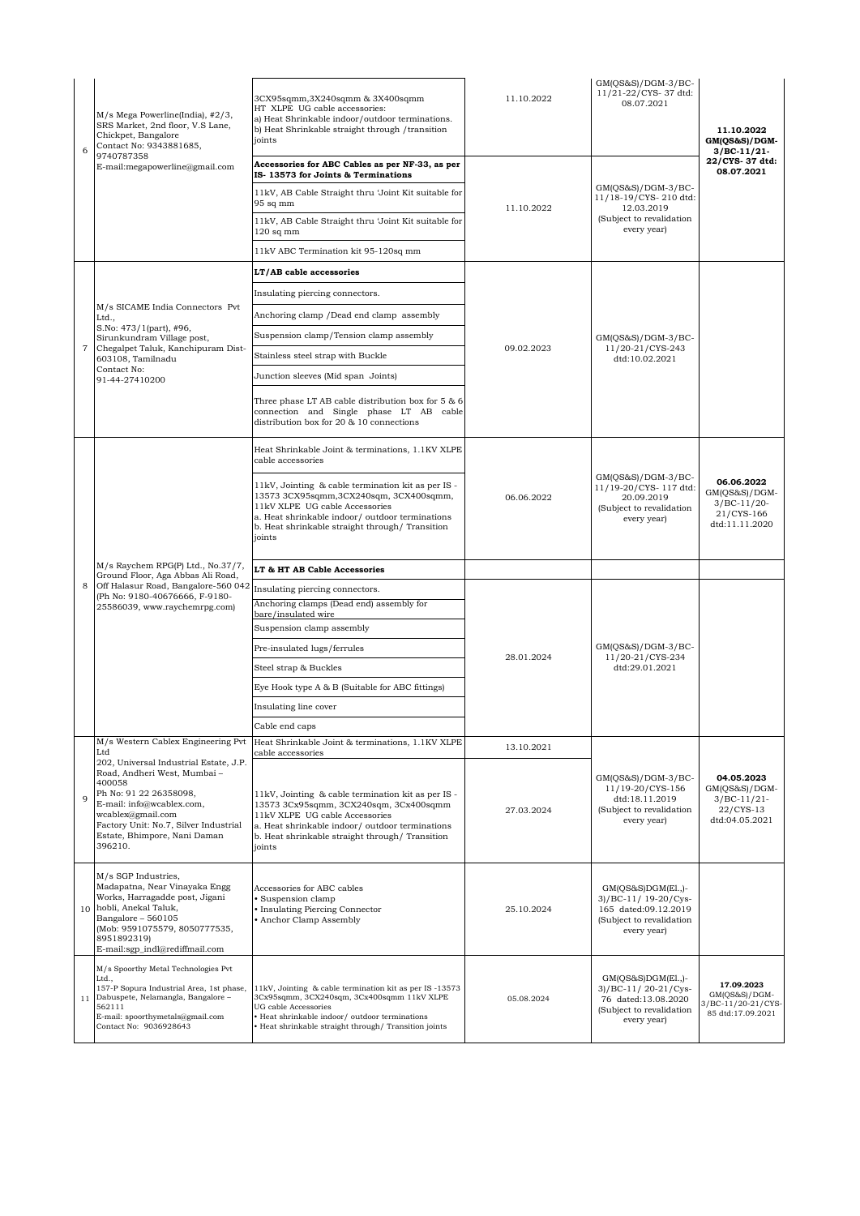| 6 | M/s Mega Powerline(India), #2/3, SRS Market, 2nd floor, V.S Lane, Chickpet, Bangalore Contact No: 9343881685, 9740787358 E-mail:megapowerline@gmail.com | 3CX95sqmm,3X240sqmm & 3X400sqmm HT XLPE UG cable accessories: a) Heat Shrinkable indoor/outdoor terminations. b) Heat Shrinkable straight through /transition joints | 11.10.2022 | GM(QS&S)/DGM-3/BC-11/21-22/CYS- 37 dtd: 08.07.2021 | **11.10.2022 GM(QS&S)/DGM-3/BC-11/21-22/CYS- 37 dtd: 08.07.2021** |
|---|---|---|---|---|---|
| | | **Accessories for ABC Cables as per NF-33, as per IS- 13573 for Joints & Terminations** | | | |
| | | 11kV, AB Cable Straight thru 'Joint Kit suitable for 95 sq mm | 11.10.2022 | GM(QS&S)/DGM-3/BC-11/18-19/CYS- 210 dtd: 12.03.2019 (Subject to revalidation every year) | |
| | | 11kV, AB Cable Straight thru 'Joint Kit suitable for 120 sq mm | | | |
| | | 11kV ABC Termination kit 95-120sq mm | | | |
| 7 | M/s SICAME India Connectors Pvt Ltd., S.No: 473/1(part), #96, Sirunkundram Village post, Chegalpet Taluk, Kanchipuram Dist-603108, Tamilnadu Contact No: 91-44-27410200 | **LT/AB cable accessories** | 09.02.2023 | GM(QS&S)/DGM-3/BC-11/20-21/CYS-243 dtd:10.02.2021 | |
| | | Insulating piercing connectors. | | | |
| | | Anchoring clamp /Dead end clamp assembly | | | |
| | | Suspension clamp/Tension clamp assembly | | | |
| | | Stainless steel strap with Buckle | | | |
| | | Junction sleeves (Mid span Joints) | | | |
| | | Three phase LT AB cable distribution box for 5 & 6 connection and Single phase LT AB cable distribution box for 20 & 10 connections | | | |
| 8 | M/s Raychem RPG(P) Ltd., No.37/7, Ground Floor, Aga Abbas Ali Road, Off Halasur Road, Bangalore-560 042 (Ph No: 9180-40676666, F-9180-25586039, www.raychemrpg.com) | Heat Shrinkable Joint & terminations, 1.1KV XLPE cable accessories | 06.06.2022 | GM(QS&S)/DGM-3/BC-11/19-20/CYS- 117 dtd: 20.09.2019 (Subject to revalidation every year) | **06.06.2022** GM(QS&S)/DGM-3/BC-11/20-21/CYS-166 dtd:11.11.2020 |
| | | 11kV, Jointing & cable termination kit as per IS -13573 3CX95sqmm,3CX240sqm, 3CX400sqmm, 11kV XLPE UG cable Accessories a. Heat shrinkable indoor/ outdoor terminations b. Heat shrinkable straight through/ Transition joints | | | |
| | | **LT & HT AB Cable Accessories** | | | |
| | | Insulating piercing connectors. | 28.01.2024 | GM(QS&S)/DGM-3/BC-11/20-21/CYS-234 dtd:29.01.2021 | |
| | | Anchoring clamps (Dead end) assembly for bare/insulated wire | | | |
| | | Suspension clamp assembly | | | |
| | | Pre-insulated lugs/ferrules | | | |
| | | Steel strap & Buckles | | | |
| | | Eye Hook type A & B (Suitable for ABC fittings) | | | |
| | | Insulating line cover | | | |
| | | Cable end caps | | | |
| 9 | M/s Western Cablex Engineering Pvt Ltd 202, Universal Industrial Estate, J.P. Road, Andheri West, Mumbai – 400058 Ph No: 91 22 26358098, E-mail: info@wcablex.com, wcablex@gmail.com Factory Unit: No.7, Silver Industrial Estate, Bhimpore, Nani Daman 396210. | Heat Shrinkable Joint & terminations, 1.1KV XLPE cable accessories | 13.10.2021 | GM(QS&S)/DGM-3/BC-11/19-20/CYS-156 dtd:18.11.2019 (Subject to revalidation every year) | **04.05.2023** GM(QS&S)/DGM-3/BC-11/21-22/CYS-13 dtd:04.05.2021 |
| | | 11kV, Jointing & cable termination kit as per IS - 13573 3Cx95sqmm, 3CX240sqm, 3Cx400sqmm 11kV XLPE UG cable Accessories a. Heat shrinkable indoor/ outdoor terminations b. Heat shrinkable straight through/ Transition joints | 27.03.2024 | | |
| 10 | M/s SGP Industries, Madapatna, Near Vinayaka Engg Works, Harragadde post, Jigani hobli, Anekal Taluk, Bangalore – 560105 (Mob: 9591075579, 8050777535, 8951892319) E-mail:sgp_indl@rediffmail.com | Accessories for ABC cables • Suspension clamp • Insulating Piercing Connector • Anchor Clamp Assembly | 25.10.2024 | GM(QS&S)DGM(El.,)-3)/BC-11/ 19-20/Cys-165 dated:09.12.2019 (Subject to revalidation every year) | |
| 11 | M/s Spoorthy Metal Technologies Pvt Ltd., 157-P Sopura Industrial Area, 1st phase, Dabuspete, Nelamangla, Bangalore – 562111 E-mail: spoorthymetals@gmail.com Contact No: 9036928643 | 11kV, Jointing & cable termination kit as per IS -13573 3Cx95sqmm, 3CX240sqm, 3Cx400sqmm 11kV XLPE UG cable Accessories • Heat shrinkable indoor/ outdoor terminations • Heat shrinkable straight through/ Transition joints | 05.08.2024 | GM(QS&S)DGM(El.,)-3)/BC-11/ 20-21/Cys-76 dated:13.08.2020 (Subject to revalidation every year) | **17.09.2023** GM(QS&S)/DGM-3/BC-11/20-21/CYS-85 dtd:17.09.2021 |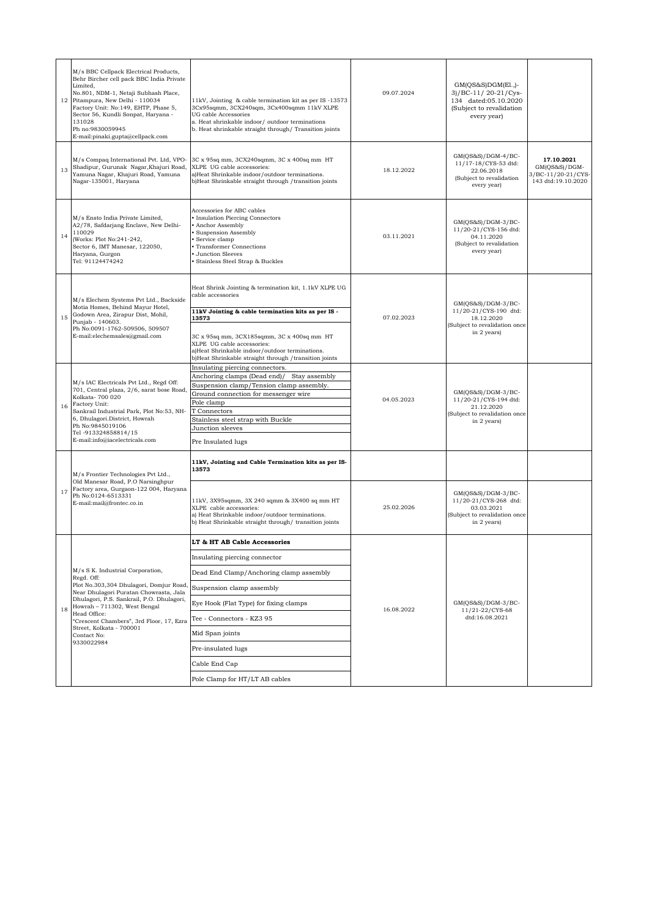| | | | | | |
|---|---|---|---|---|---|
| 12 | M/s BBC Cellpack Electrical Products, Behr Bircher cell pack BBC India Private Limited, No.801, NDM-1, Netaji Subhash Place, Pitampura, New Delhi - 110034 Factory Unit: No:149, EHTP, Phase 5, Sector 56, Kundli Sonpat, Haryana - 131028 Ph no:9830059945 E-mail:pinaki.gupta@cellpack.com | 11kV, Jointing & cable termination kit as per IS -13573 3Cx95sqmm, 3CX240sqm, 3Cx400sqmm 11kV XLPE UG cable Accessories<br>a. Heat shrinkable indoor/ outdoor terminations<br>b. Heat shrinkable straight through/ Transition joints | 09.07.2024 | GM(QS&S)DGM(El.,)-3)/BC-11/ 20-21/Cys-134 dated:05.10.2020 (Subject to revalidation every year) | |
| 13 | M/s Compaq International Pvt. Ltd, VPO-Shadipur, Gurunak Nagar,Khajuri Road, Yamuna Nagar, Khajuri Road, Yamuna Nagar-135001, Haryana | 3C x 95sq mm, 3CX240sqmm, 3C x 400sq mm HT XLPE UG cable accessories:<br>a)Heat Shrinkable indoor/outdoor terminations.<br>b)Heat Shrinkable straight through /transition joints | 18.12.2022 | GM(QS&S)/DGM-4/BC-11/17-18/CYS-53 dtd: 22.06.2018 (Subject to revalidation every year) | **17.10.2021** GM(QS&S)/DGM-3/BC-11/20-21/CYS-143 dtd:19.10.2020 |
| 14 | M/s Ensto India Private Limited, A2/78, Safdarjang Enclave, New Delhi-110029 (Works: Plot No:241-242, Sector 6, IMT Manesar, 122050, Haryana, Gurgon Tel: 91124474242 | Accessories for ABC cables<br>• Insulation Piercing Connectors<br>• Anchor Assembly<br>• Suspension Assembly<br>• Service clamp<br>• Transformer Connections<br>• Junction Sleeves<br>• Stainless Steel Strap & Buckles | 03.11.2021 | GM(QS&S)/DGM-3/BC-11/20-21/CYS-156 dtd: 04.11.2020 (Subject to revalidation every year) | |
| 15 | M/s Elechem Systems Pvt Ltd., Backside Motia Homes, Behind Mayur Hotel, Godown Area, Zirapur Dist, Mohil, Punjab - 140603. Ph No:0091-1762-509506, 509507 E-mail:elechemsales@gmail.com | Heat Shrink Jointing & termination kit, 1.1kV XLPE UG cable accessories<br>**11kV Jointing & cable termination kits as per IS - 13573**<br>3C x 95sq mm, 3CX185sqmm, 3C x 400sq mm HT XLPE UG cable accessories:<br>a)Heat Shrinkable indoor/outdoor terminations.<br>b)Heat Shrinkable straight through /transition joints | 07.02.2023 | GM(QS&S)/DGM-3/BC-11/20-21/CYS-190 dtd: 18.12.2020 (Subject to revalidation once in 2 years) | |
| 16 | M/s IAC Electricals Pvt Ltd., Regd Off: 701, Central plaza, 2/6, sarat bose Road, Kolkata- 700 020 Factory Unit: Sankrail Industrial Park, Plot No:53, NH-6, Dhulagori.District, Howrah Ph No:9845019106 Tel -913324858814/15 E-mail:info@iacelectricals.com | Insulating piercing connectors.<br>Anchoring clamps (Dead end)/ Stay assembly<br>Suspension clamp/Tension clamp assembly.<br>Ground connection for messenger wire<br>Pole clamp<br>T Connectors<br>Stainless steel strap with Buckle<br>Junction sleeves<br>Pre Insulated lugs | 04.05.2023 | GM(QS&S)/DGM-3/BC-11/20-21/CYS-194 dtd: 21.12.2020 (Subject to revalidation once in 2 years) | |
| 17 | M/s Frontier Technologies Pvt Ltd., Old Manesar Road, P.O Narsinghpur Factory area, Gurgaon-122 004, Haryana Ph No:0124-6513331 E-mail:mail@frontec.co.in | **11kV, Jointing and Cable Termination kits as per IS-13573**<br>11kV, 3X95sqmm, 3X 240 sqmm & 3X400 sq mm HT XLPE cable accessories:<br>a) Heat Shrinkable indoor/outdoor terminations.<br>b) Heat Shrinkable straight through/ transition joints | 25.02.2026 | GM(QS&S)/DGM-3/BC-11/20-21/CYS-268 dtd: 03.03.2021 (Subject to revalidation once in 2 years) | |
| 18 | M/s S K. Industrial Corporation, Regd. Off: Plot No.303,304 Dhulagori, Domjur Road, Near Dhulagori Puratan Chowrasta, Jala Dhulagori, P.S. Sankrail, P.O. Dhulagori, Howrah – 711302, West Bengal Head Office: "Crescent Chambers", 3rd Floor, 17, Ezra Street, Kolkata - 700001 Contact No: 9330022984 | **LT & HT AB Cable Accessories**<br>Insulating piercing connector<br>Dead End Clamp/Anchoring clamp assembly<br>Suspension clamp assembly<br>Eye Hook (Flat Type) for fixing clamps<br>Tee - Connectors - KZ3 95<br>Mid Span joints<br>Pre-insulated lugs<br>Cable End Cap<br>Pole Clamp for HT/LT AB cables | 16.08.2022 | GM(QS&S)/DGM-3/BC-11/21-22/CYS-68 dtd:16.08.2021 | |